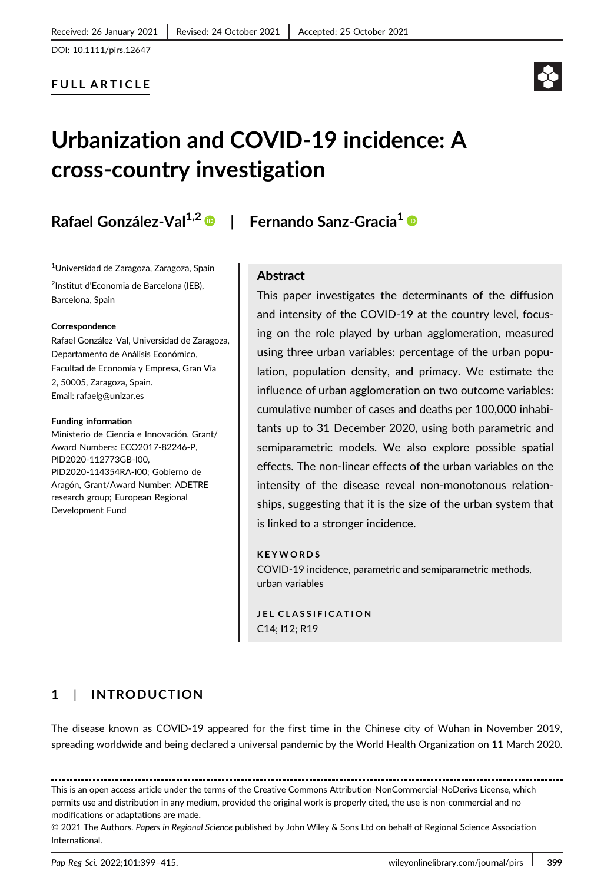Received: 26 January 2021 | Revised: 24 October 2021 | Accepted: 25 October 2021

DOI: 10.1111/pirs.12647

**FULL ARTICLE**

# Urbanization and COVID-19 incidence: A cross-country investigation

**Rafael González-Val**[1,2] | **Fernando Sanz-Gracia**[1]

[1]Universidad de Zaragoza, Zaragoza, Spain

[2]Institut d'Economia de Barcelona (IEB), Barcelona, Spain

**Correspondence**

Rafael González-Val, Universidad de Zaragoza, Departamento de Análisis Económico, Facultad de Economía y Empresa, Gran Vía 2, 50005, Zaragoza, Spain.
Email: rafaelg@unizar.es

**Funding information**

Ministerio de Ciencia e Innovación, Grant/Award Numbers: ECO2017-82246-P, PID2020-112773GB-I00, PID2020-114354RA-I00; Gobierno de Aragón, Grant/Award Number: ADETRE research group; European Regional Development Fund

## Abstract

This paper investigates the determinants of the diffusion and intensity of the COVID-19 at the country level, focusing on the role played by urban agglomeration, measured using three urban variables: percentage of the urban population, population density, and primacy. We estimate the influence of urban agglomeration on two outcome variables: cumulative number of cases and deaths per 100,000 inhabitants up to 31 December 2020, using both parametric and semiparametric models. We also explore possible spatial effects. The non-linear effects of the urban variables on the intensity of the disease reveal non-monotonous relationships, suggesting that it is the size of the urban system that is linked to a stronger incidence.

**KEYWORDS**

COVID-19 incidence, parametric and semiparametric methods, urban variables

**JEL CLASSIFICATION**

C14; I12; R19

## 1 | INTRODUCTION

The disease known as COVID-19 appeared for the first time in the Chinese city of Wuhan in November 2019, spreading worldwide and being declared a universal pandemic by the World Health Organization on 11 March 2020.

---

This is an open access article under the terms of the Creative Commons Attribution-NonCommercial-NoDerivs License, which permits use and distribution in any medium, provided the original work is properly cited, the use is non-commercial and no modifications or adaptations are made.

© 2021 The Authors. *Papers in Regional Science* published by John Wiley & Sons Ltd on behalf of Regional Science Association International.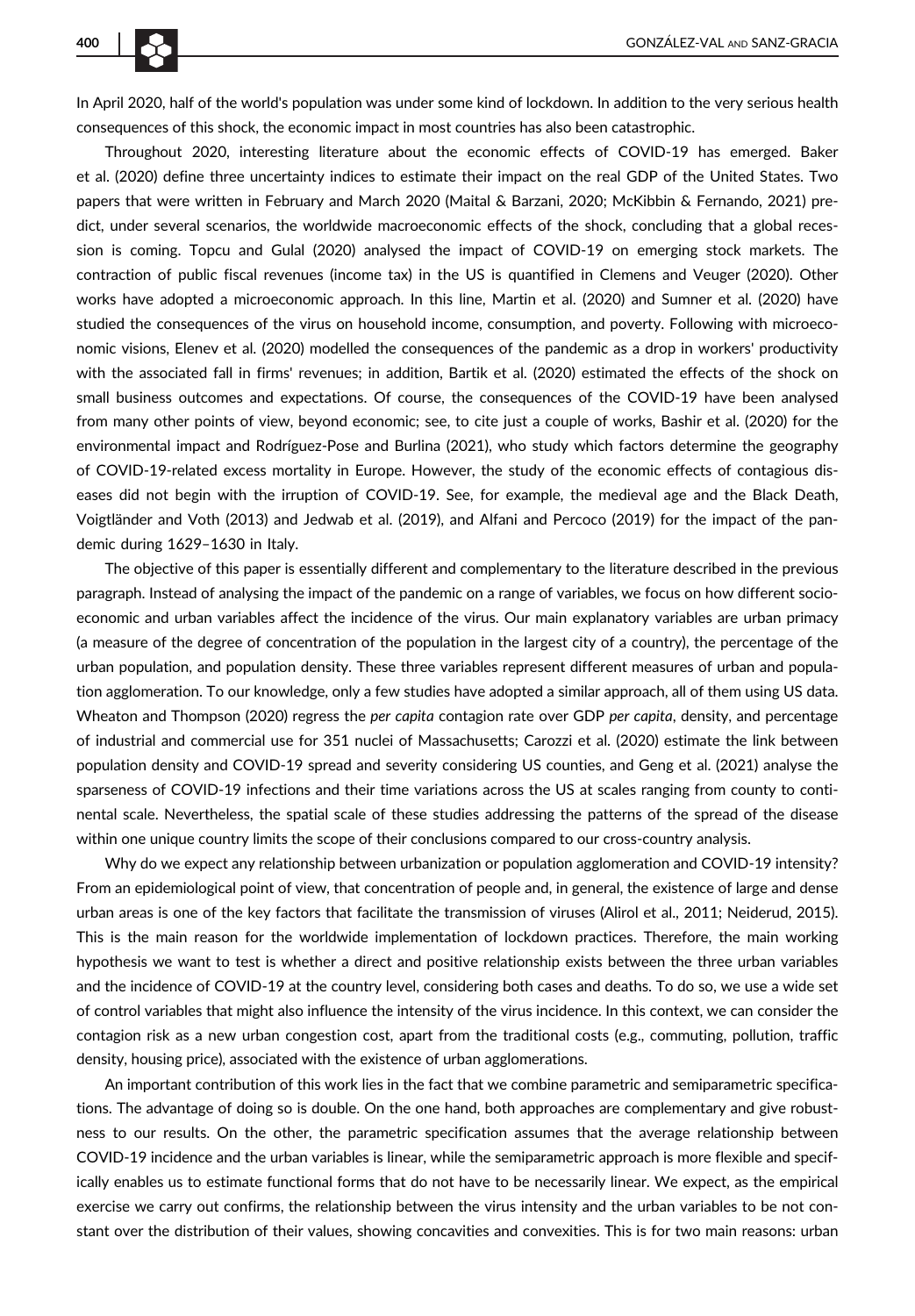In April 2020, half of the world's population was under some kind of lockdown. In addition to the very serious health consequences of this shock, the economic impact in most countries has also been catastrophic.

Throughout 2020, interesting literature about the economic effects of COVID-19 has emerged. Baker et al. (2020) define three uncertainty indices to estimate their impact on the real GDP of the United States. Two papers that were written in February and March 2020 (Maital & Barzani, 2020; McKibbin & Fernando, 2021) predict, under several scenarios, the worldwide macroeconomic effects of the shock, concluding that a global recession is coming. Topcu and Gulal (2020) analysed the impact of COVID-19 on emerging stock markets. The contraction of public fiscal revenues (income tax) in the US is quantified in Clemens and Veuger (2020). Other works have adopted a microeconomic approach. In this line, Martin et al. (2020) and Sumner et al. (2020) have studied the consequences of the virus on household income, consumption, and poverty. Following with microeconomic visions, Elenev et al. (2020) modelled the consequences of the pandemic as a drop in workers' productivity with the associated fall in firms' revenues; in addition, Bartik et al. (2020) estimated the effects of the shock on small business outcomes and expectations. Of course, the consequences of the COVID-19 have been analysed from many other points of view, beyond economic; see, to cite just a couple of works, Bashir et al. (2020) for the environmental impact and Rodríguez-Pose and Burlina (2021), who study which factors determine the geography of COVID-19-related excess mortality in Europe. However, the study of the economic effects of contagious diseases did not begin with the irruption of COVID-19. See, for example, the medieval age and the Black Death, Voigtländer and Voth (2013) and Jedwab et al. (2019), and Alfani and Percoco (2019) for the impact of the pandemic during 1629–1630 in Italy.

The objective of this paper is essentially different and complementary to the literature described in the previous paragraph. Instead of analysing the impact of the pandemic on a range of variables, we focus on how different socio-economic and urban variables affect the incidence of the virus. Our main explanatory variables are urban primacy (a measure of the degree of concentration of the population in the largest city of a country), the percentage of the urban population, and population density. These three variables represent different measures of urban and population agglomeration. To our knowledge, only a few studies have adopted a similar approach, all of them using US data. Wheaton and Thompson (2020) regress the *per capita* contagion rate over GDP *per capita*, density, and percentage of industrial and commercial use for 351 nuclei of Massachusetts; Carozzi et al. (2020) estimate the link between population density and COVID-19 spread and severity considering US counties, and Geng et al. (2021) analyse the sparseness of COVID-19 infections and their time variations across the US at scales ranging from county to continental scale. Nevertheless, the spatial scale of these studies addressing the patterns of the spread of the disease within one unique country limits the scope of their conclusions compared to our cross-country analysis.

Why do we expect any relationship between urbanization or population agglomeration and COVID-19 intensity? From an epidemiological point of view, that concentration of people and, in general, the existence of large and dense urban areas is one of the key factors that facilitate the transmission of viruses (Alirol et al., 2011; Neiderud, 2015). This is the main reason for the worldwide implementation of lockdown practices. Therefore, the main working hypothesis we want to test is whether a direct and positive relationship exists between the three urban variables and the incidence of COVID-19 at the country level, considering both cases and deaths. To do so, we use a wide set of control variables that might also influence the intensity of the virus incidence. In this context, we can consider the contagion risk as a new urban congestion cost, apart from the traditional costs (e.g., commuting, pollution, traffic density, housing price), associated with the existence of urban agglomerations.

An important contribution of this work lies in the fact that we combine parametric and semiparametric specifications. The advantage of doing so is double. On the one hand, both approaches are complementary and give robustness to our results. On the other, the parametric specification assumes that the average relationship between COVID-19 incidence and the urban variables is linear, while the semiparametric approach is more flexible and specifically enables us to estimate functional forms that do not have to be necessarily linear. We expect, as the empirical exercise we carry out confirms, the relationship between the virus intensity and the urban variables to be not constant over the distribution of their values, showing concavities and convexities. This is for two main reasons: urban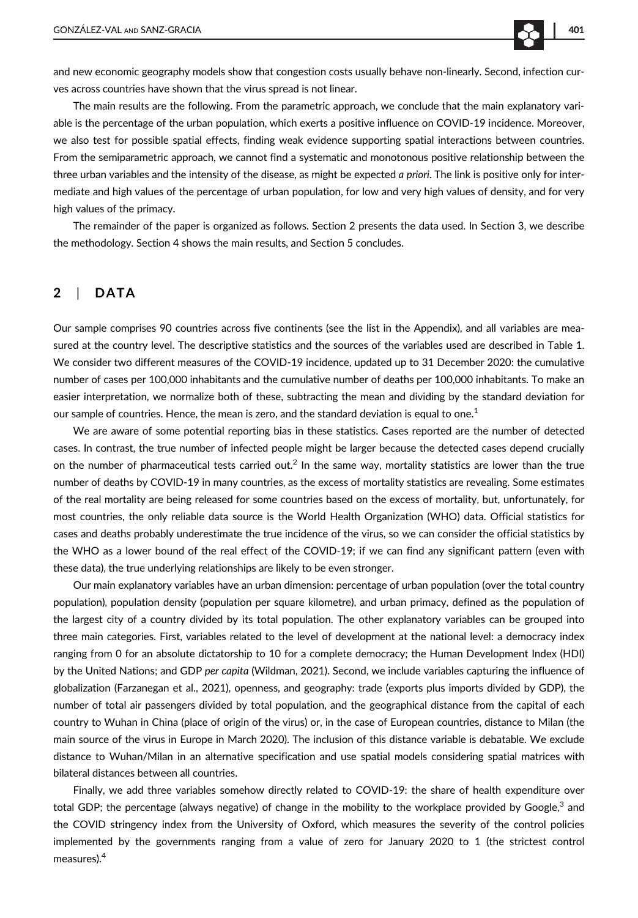and new economic geography models show that congestion costs usually behave non-linearly. Second, infection curves across countries have shown that the virus spread is not linear.

The main results are the following. From the parametric approach, we conclude that the main explanatory variable is the percentage of the urban population, which exerts a positive influence on COVID-19 incidence. Moreover, we also test for possible spatial effects, finding weak evidence supporting spatial interactions between countries. From the semiparametric approach, we cannot find a systematic and monotonous positive relationship between the three urban variables and the intensity of the disease, as might be expected *a priori*. The link is positive only for intermediate and high values of the percentage of urban population, for low and very high values of density, and for very high values of the primacy.

The remainder of the paper is organized as follows. Section 2 presents the data used. In Section 3, we describe the methodology. Section 4 shows the main results, and Section 5 concludes.

## 2 | DATA

Our sample comprises 90 countries across five continents (see the list in the Appendix), and all variables are measured at the country level. The descriptive statistics and the sources of the variables used are described in Table 1. We consider two different measures of the COVID-19 incidence, updated up to 31 December 2020: the cumulative number of cases per 100,000 inhabitants and the cumulative number of deaths per 100,000 inhabitants. To make an easier interpretation, we normalize both of these, subtracting the mean and dividing by the standard deviation for our sample of countries. Hence, the mean is zero, and the standard deviation is equal to one.[1]

We are aware of some potential reporting bias in these statistics. Cases reported are the number of detected cases. In contrast, the true number of infected people might be larger because the detected cases depend crucially on the number of pharmaceutical tests carried out.[2] In the same way, mortality statistics are lower than the true number of deaths by COVID-19 in many countries, as the excess of mortality statistics are revealing. Some estimates of the real mortality are being released for some countries based on the excess of mortality, but, unfortunately, for most countries, the only reliable data source is the World Health Organization (WHO) data. Official statistics for cases and deaths probably underestimate the true incidence of the virus, so we can consider the official statistics by the WHO as a lower bound of the real effect of the COVID-19; if we can find any significant pattern (even with these data), the true underlying relationships are likely to be even stronger.

Our main explanatory variables have an urban dimension: percentage of urban population (over the total country population), population density (population per square kilometre), and urban primacy, defined as the population of the largest city of a country divided by its total population. The other explanatory variables can be grouped into three main categories. First, variables related to the level of development at the national level: a democracy index ranging from 0 for an absolute dictatorship to 10 for a complete democracy; the Human Development Index (HDI) by the United Nations; and GDP *per capita* (Wildman, 2021). Second, we include variables capturing the influence of globalization (Farzanegan et al., 2021), openness, and geography: trade (exports plus imports divided by GDP), the number of total air passengers divided by total population, and the geographical distance from the capital of each country to Wuhan in China (place of origin of the virus) or, in the case of European countries, distance to Milan (the main source of the virus in Europe in March 2020). The inclusion of this distance variable is debatable. We exclude distance to Wuhan/Milan in an alternative specification and use spatial models considering spatial matrices with bilateral distances between all countries.

Finally, we add three variables somehow directly related to COVID-19: the share of health expenditure over total GDP; the percentage (always negative) of change in the mobility to the workplace provided by Google,[3] and the COVID stringency index from the University of Oxford, which measures the severity of the control policies implemented by the governments ranging from a value of zero for January 2020 to 1 (the strictest control measures).[4]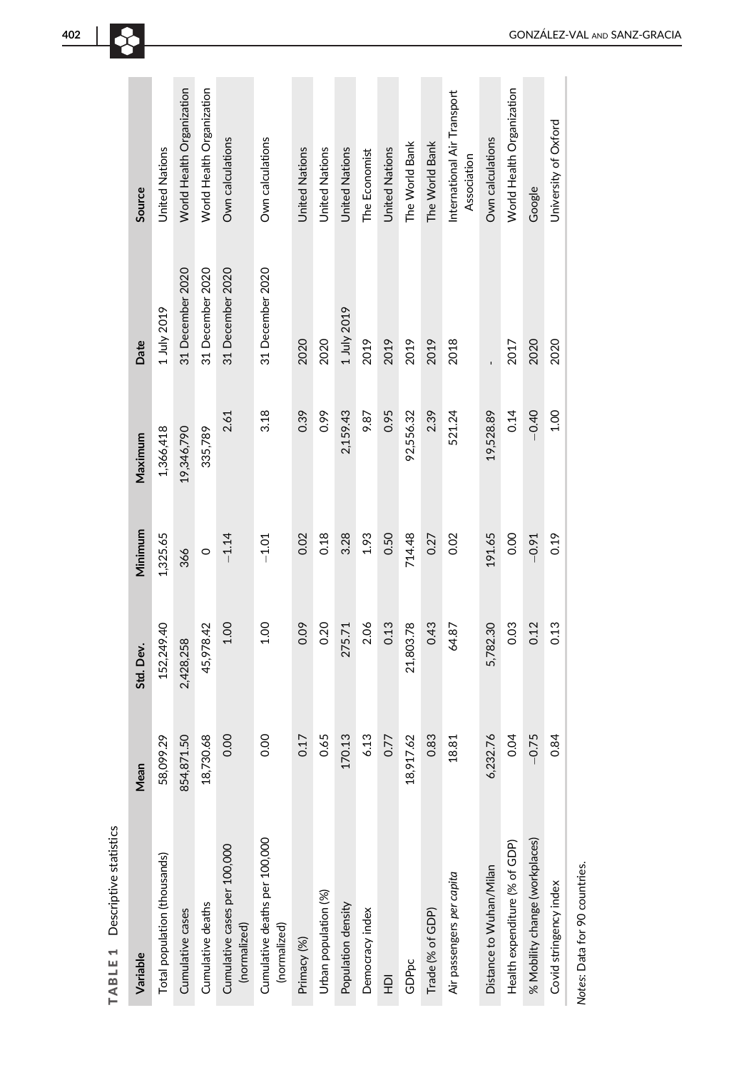**TABLE 1** Descriptive statistics

| Variable | Mean | Std. Dev. | Minimum | Maximum | Date | Source |
|---|---|---|---|---|---|---|
| Total population (thousands) | 58,099.29 | 152,249.40 | 1,325.65 | 1,366,418 | 1 July 2019 | United Nations |
| Cumulative cases | 854,871.50 | 2,428,258 | 366 | 19,346,790 | 31 December 2020 | World Health Organization |
| Cumulative deaths | 18,730.68 | 45,978.42 | 0 | 335,789 | 31 December 2020 | World Health Organization |
| Cumulative cases per 100,000 (normalized) | 0.00 | 1.00 | −1.14 | 2.61 | 31 December 2020 | Own calculations |
| Cumulative deaths per 100,000 (normalized) | 0.00 | 1.00 | −1.01 | 3.18 | 31 December 2020 | Own calculations |
| Primacy (%) | 0.17 | 0.09 | 0.02 | 0.39 | 2020 | United Nations |
| Urban population (%) | 0.65 | 0.20 | 0.18 | 0.99 | 2020 | United Nations |
| Population density | 170.13 | 275.71 | 3.28 | 2,159.43 | 1 July 2019 | United Nations |
| Democracy index | 6.13 | 2.06 | 1.93 | 9.87 | 2019 | The Economist |
| HDI | 0.77 | 0.13 | 0.50 | 0.95 | 2019 | United Nations |
| GDPpc | 18,917.62 | 21,803.78 | 714.48 | 92,556.32 | 2019 | The World Bank |
| Trade (% of GDP) | 0.83 | 0.43 | 0.27 | 2.39 | 2019 | The World Bank |
| Air passengers *per capita* | 18.81 | 64.87 | 0.02 | 521.24 | 2018 | International Air Transport Association |
| Distance to Wuhan/Milan | 6,232.76 | 5,782.30 | 191.65 | 19,528.89 | - | Own calculations |
| Health expenditure (% of GDP) | 0.04 | 0.03 | 0.00 | 0.14 | 2017 | World Health Organization |
| % Mobility change (workplaces) | −0.75 | 0.12 | −0.91 | −0.40 | 2020 | Google |
| Covid stringency index | 0.84 | 0.13 | 0.19 | 1.00 | 2020 | University of Oxford |

*Notes*: Data for 90 countries.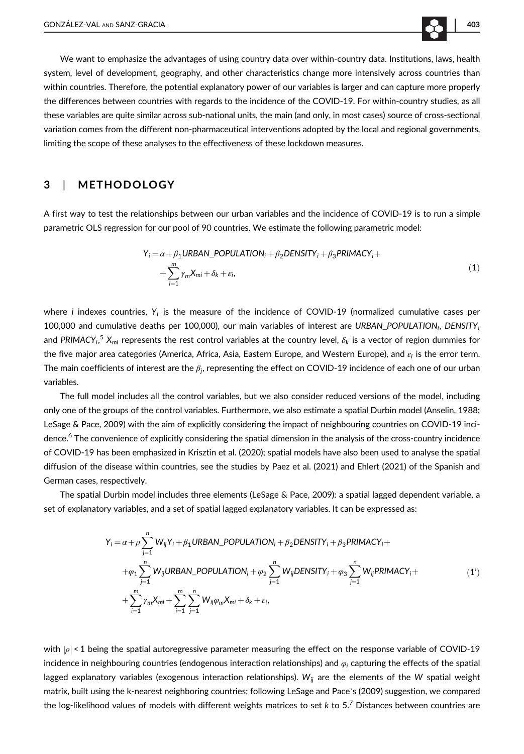We want to emphasize the advantages of using country data over within-country data. Institutions, laws, health system, level of development, geography, and other characteristics change more intensively across countries than within countries. Therefore, the potential explanatory power of our variables is larger and can capture more properly the differences between countries with regards to the incidence of the COVID-19. For within-country studies, as all these variables are quite similar across sub-national units, the main (and only, in most cases) source of cross-sectional variation comes from the different non-pharmaceutical interventions adopted by the local and regional governments, limiting the scope of these analyses to the effectiveness of these lockdown measures.

## 3 | METHODOLOGY

A first way to test the relationships between our urban variables and the incidence of COVID-19 is to run a simple parametric OLS regression for our pool of 90 countries. We estimate the following parametric model:

$$Y_i = \alpha + \beta_1 URBAN\_POPULATION_i + \beta_2 DENSITY_i + \beta_3 PRIMACY_i + \\ + \sum_{i=1}^{m} \gamma_m X_{mi} + \delta_k + \varepsilon_i, \tag{1}$$

where $i$ indexes countries, $Y_i$ is the measure of the incidence of COVID-19 (normalized cumulative cases per 100,000 and cumulative deaths per 100,000), our main variables of interest are $URBAN\_POPULATION_i$, $DENSITY_i$ and $PRIMACY_i$,[5] $X_{mi}$ represents the rest control variables at the country level, $\delta_k$ is a vector of region dummies for the five major area categories (America, Africa, Asia, Eastern Europe, and Western Europe), and $\varepsilon_i$ is the error term. The main coefficients of interest are the $\beta_j$, representing the effect on COVID-19 incidence of each one of our urban variables.

The full model includes all the control variables, but we also consider reduced versions of the model, including only one of the groups of the control variables. Furthermore, we also estimate a spatial Durbin model (Anselin, 1988; LeSage & Pace, 2009) with the aim of explicitly considering the impact of neighbouring countries on COVID-19 incidence.[6] The convenience of explicitly considering the spatial dimension in the analysis of the cross-country incidence of COVID-19 has been emphasized in Krisztin et al. (2020); spatial models have also been used to analyse the spatial diffusion of the disease within countries, see the studies by Paez et al. (2021) and Ehlert (2021) of the Spanish and German cases, respectively.

The spatial Durbin model includes three elements (LeSage & Pace, 2009): a spatial lagged dependent variable, a set of explanatory variables, and a set of spatial lagged explanatory variables. It can be expressed as:

$$Y_i = \alpha + \rho \sum_{j=1}^{n} W_{ij} Y_i + \beta_1 URBAN\_POPULATION_i + \beta_2 DENSITY_i + \beta_3 PRIMACY_i + \\ + \varphi_1 \sum_{j=1}^{n} W_{ij} URBAN\_POPULATION_i + \varphi_2 \sum_{j=1}^{n} W_{ij} DENSITY_i + \varphi_3 \sum_{j=1}^{n} W_{ij} PRIMACY_i + \\ + \sum_{i=1}^{m} \gamma_m X_{mi} + \sum_{i=1}^{m} \sum_{j=1}^{n} W_{ij} \varphi_m X_{mi} + \delta_k + \varepsilon_i, \tag{1'}$$

with $|\rho| < 1$ being the spatial autoregressive parameter measuring the effect on the response variable of COVID-19 incidence in neighbouring countries (endogenous interaction relationships) and $\varphi_i$ capturing the effects of the spatial lagged explanatory variables (exogenous interaction relationships). $W_{ij}$ are the elements of the $W$ spatial weight matrix, built using the k-nearest neighboring countries; following LeSage and Pace's (2009) suggestion, we compared the log-likelihood values of models with different weights matrices to set $k$ to 5.[7] Distances between countries are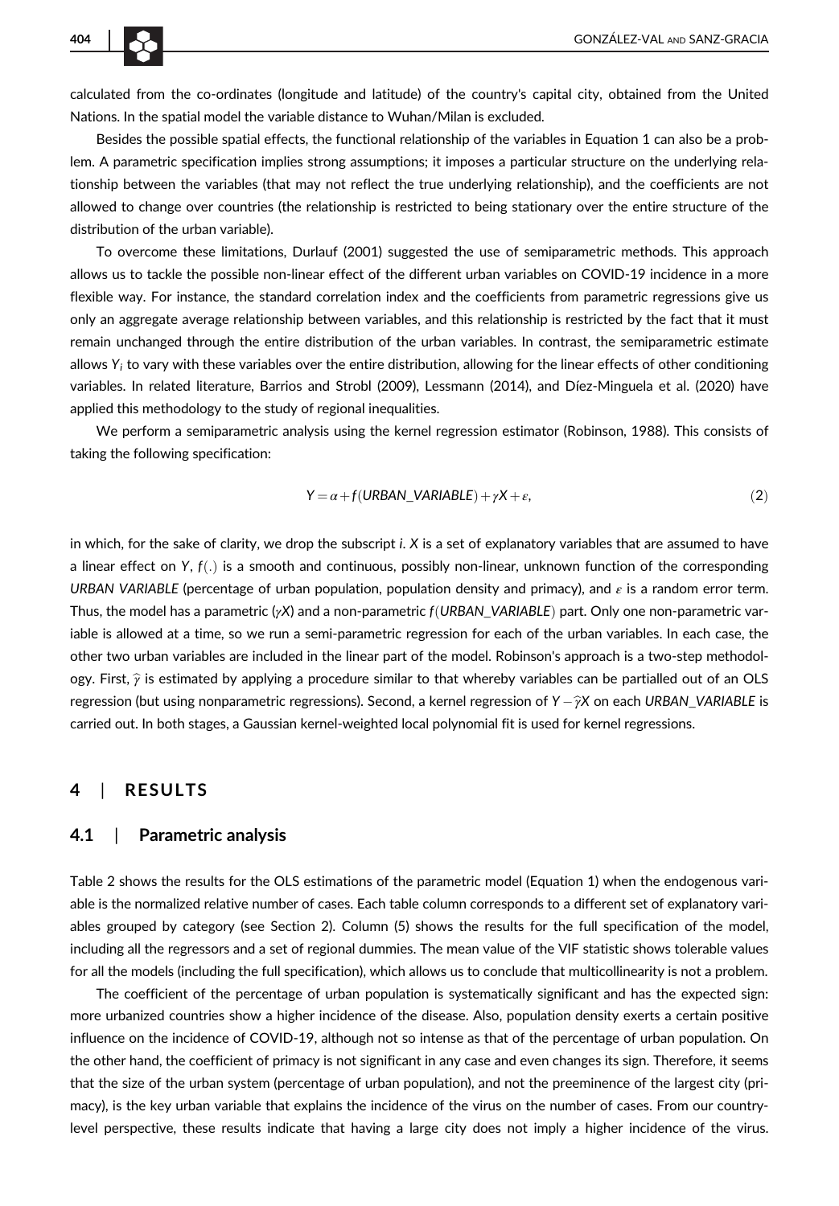calculated from the co-ordinates (longitude and latitude) of the country's capital city, obtained from the United Nations. In the spatial model the variable distance to Wuhan/Milan is excluded.

Besides the possible spatial effects, the functional relationship of the variables in Equation 1 can also be a problem. A parametric specification implies strong assumptions; it imposes a particular structure on the underlying relationship between the variables (that may not reflect the true underlying relationship), and the coefficients are not allowed to change over countries (the relationship is restricted to being stationary over the entire structure of the distribution of the urban variable).

To overcome these limitations, Durlauf (2001) suggested the use of semiparametric methods. This approach allows us to tackle the possible non-linear effect of the different urban variables on COVID-19 incidence in a more flexible way. For instance, the standard correlation index and the coefficients from parametric regressions give us only an aggregate average relationship between variables, and this relationship is restricted by the fact that it must remain unchanged through the entire distribution of the urban variables. In contrast, the semiparametric estimate allows $Y_i$ to vary with these variables over the entire distribution, allowing for the linear effects of other conditioning variables. In related literature, Barrios and Strobl (2009), Lessmann (2014), and Díez-Minguela et al. (2020) have applied this methodology to the study of regional inequalities.

We perform a semiparametric analysis using the kernel regression estimator (Robinson, 1988). This consists of taking the following specification:

$$Y = \alpha + f(URBAN\_VARIABLE) + \gamma X + \varepsilon, \tag{2}$$

in which, for the sake of clarity, we drop the subscript $i$. $X$ is a set of explanatory variables that are assumed to have a linear effect on $Y$, $f(.)$ is a smooth and continuous, possibly non-linear, unknown function of the corresponding *URBAN VARIABLE* (percentage of urban population, population density and primacy), and $\varepsilon$ is a random error term. Thus, the model has a parametric ($\gamma X$) and a non-parametric $f(URBAN\_VARIABLE)$ part. Only one non-parametric variable is allowed at a time, so we run a semi-parametric regression for each of the urban variables. In each case, the other two urban variables are included in the linear part of the model. Robinson's approach is a two-step methodology. First, $\widehat{\gamma}$ is estimated by applying a procedure similar to that whereby variables can be partialled out of an OLS regression (but using nonparametric regressions). Second, a kernel regression of $Y - \widehat{\gamma}X$ on each *URBAN_VARIABLE* is carried out. In both stages, a Gaussian kernel-weighted local polynomial fit is used for kernel regressions.

## 4 | RESULTS

### 4.1 | Parametric analysis

Table 2 shows the results for the OLS estimations of the parametric model (Equation 1) when the endogenous variable is the normalized relative number of cases. Each table column corresponds to a different set of explanatory variables grouped by category (see Section 2). Column (5) shows the results for the full specification of the model, including all the regressors and a set of regional dummies. The mean value of the VIF statistic shows tolerable values for all the models (including the full specification), which allows us to conclude that multicollinearity is not a problem.

The coefficient of the percentage of urban population is systematically significant and has the expected sign: more urbanized countries show a higher incidence of the disease. Also, population density exerts a certain positive influence on the incidence of COVID-19, although not so intense as that of the percentage of urban population. On the other hand, the coefficient of primacy is not significant in any case and even changes its sign. Therefore, it seems that the size of the urban system (percentage of urban population), and not the preeminence of the largest city (primacy), is the key urban variable that explains the incidence of the virus on the number of cases. From our country-level perspective, these results indicate that having a large city does not imply a higher incidence of the virus.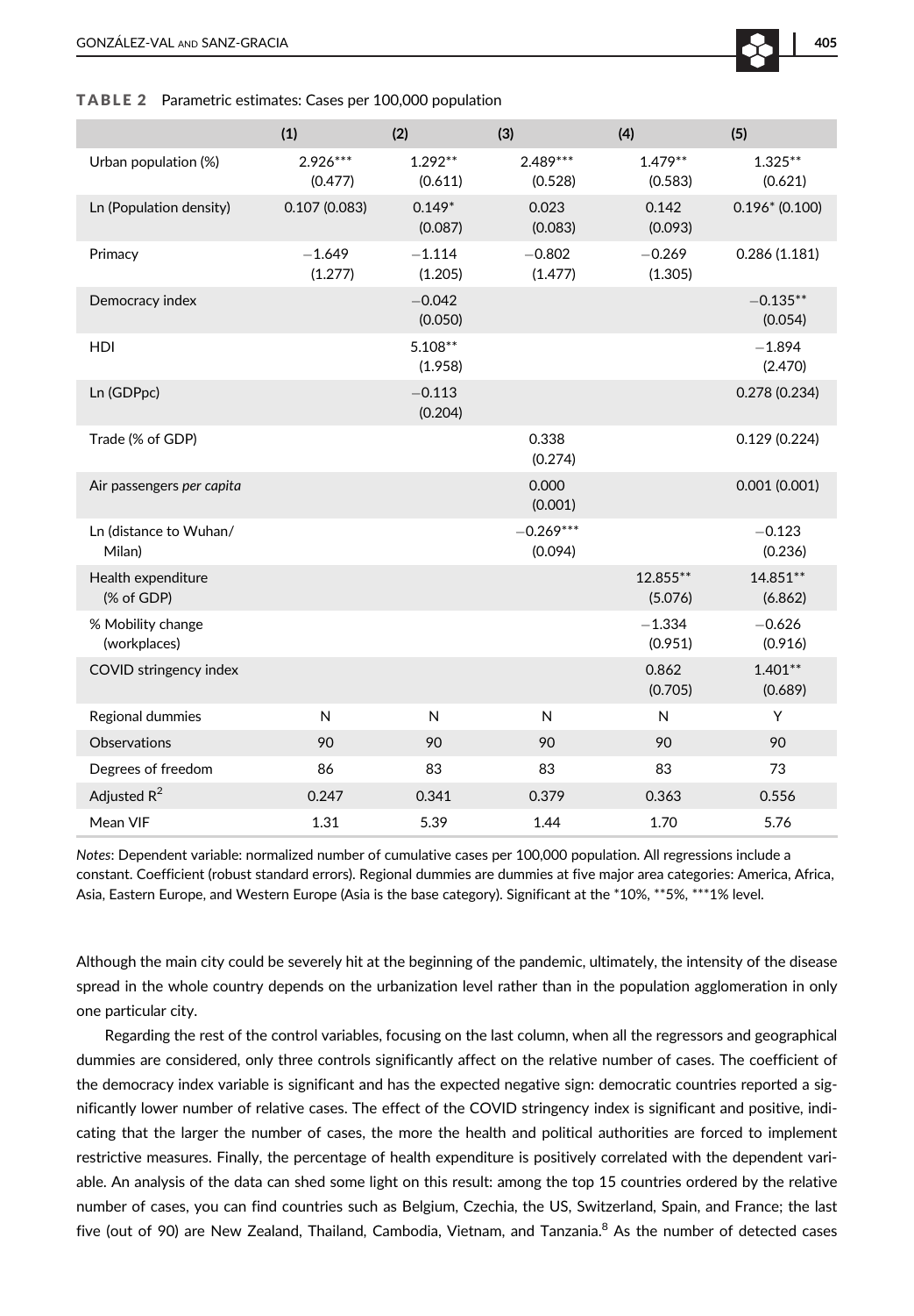**TABLE 2** Parametric estimates: Cases per 100,000 population

| | (1) | (2) | (3) | (4) | (5) |
|---|---|---|---|---|---|
| Urban population (%) | 2.926*** (0.477) | 1.292** (0.611) | 2.489*** (0.528) | 1.479** (0.583) | 1.325** (0.621) |
| Ln (Population density) | 0.107 (0.083) | 0.149* (0.087) | 0.023 (0.083) | 0.142 (0.093) | 0.196* (0.100) |
| Primacy | −1.649 (1.277) | −1.114 (1.205) | −0.802 (1.477) | −0.269 (1.305) | 0.286 (1.181) |
| Democracy index | | −0.042 (0.050) | | | −0.135** (0.054) |
| HDI | | 5.108** (1.958) | | | −1.894 (2.470) |
| Ln (GDPpc) | | −0.113 (0.204) | | | 0.278 (0.234) |
| Trade (% of GDP) | | | 0.338 (0.274) | | 0.129 (0.224) |
| Air passengers *per capita* | | | 0.000 (0.001) | | 0.001 (0.001) |
| Ln (distance to Wuhan/ Milan) | | | −0.269*** (0.094) | | −0.123 (0.236) |
| Health expenditure (% of GDP) | | | | 12.855** (5.076) | 14.851** (6.862) |
| % Mobility change (workplaces) | | | | −1.334 (0.951) | −0.626 (0.916) |
| COVID stringency index | | | | 0.862 (0.705) | 1.401** (0.689) |
| Regional dummies | N | N | N | N | Y |
| Observations | 90 | 90 | 90 | 90 | 90 |
| Degrees of freedom | 86 | 83 | 83 | 83 | 73 |
| Adjusted $R^2$ | 0.247 | 0.341 | 0.379 | 0.363 | 0.556 |
| Mean VIF | 1.31 | 5.39 | 1.44 | 1.70 | 5.76 |

*Notes*: Dependent variable: normalized number of cumulative cases per 100,000 population. All regressions include a constant. Coefficient (robust standard errors). Regional dummies are dummies at five major area categories: America, Africa, Asia, Eastern Europe, and Western Europe (Asia is the base category). Significant at the *10%, **5%, ***1% level.

Although the main city could be severely hit at the beginning of the pandemic, ultimately, the intensity of the disease spread in the whole country depends on the urbanization level rather than in the population agglomeration in only one particular city.

Regarding the rest of the control variables, focusing on the last column, when all the regressors and geographical dummies are considered, only three controls significantly affect on the relative number of cases. The coefficient of the democracy index variable is significant and has the expected negative sign: democratic countries reported a significantly lower number of relative cases. The effect of the COVID stringency index is significant and positive, indicating that the larger the number of cases, the more the health and political authorities are forced to implement restrictive measures. Finally, the percentage of health expenditure is positively correlated with the dependent variable. An analysis of the data can shed some light on this result: among the top 15 countries ordered by the relative number of cases, you can find countries such as Belgium, Czechia, the US, Switzerland, Spain, and France; the last five (out of 90) are New Zealand, Thailand, Cambodia, Vietnam, and Tanzania.[8] As the number of detected cases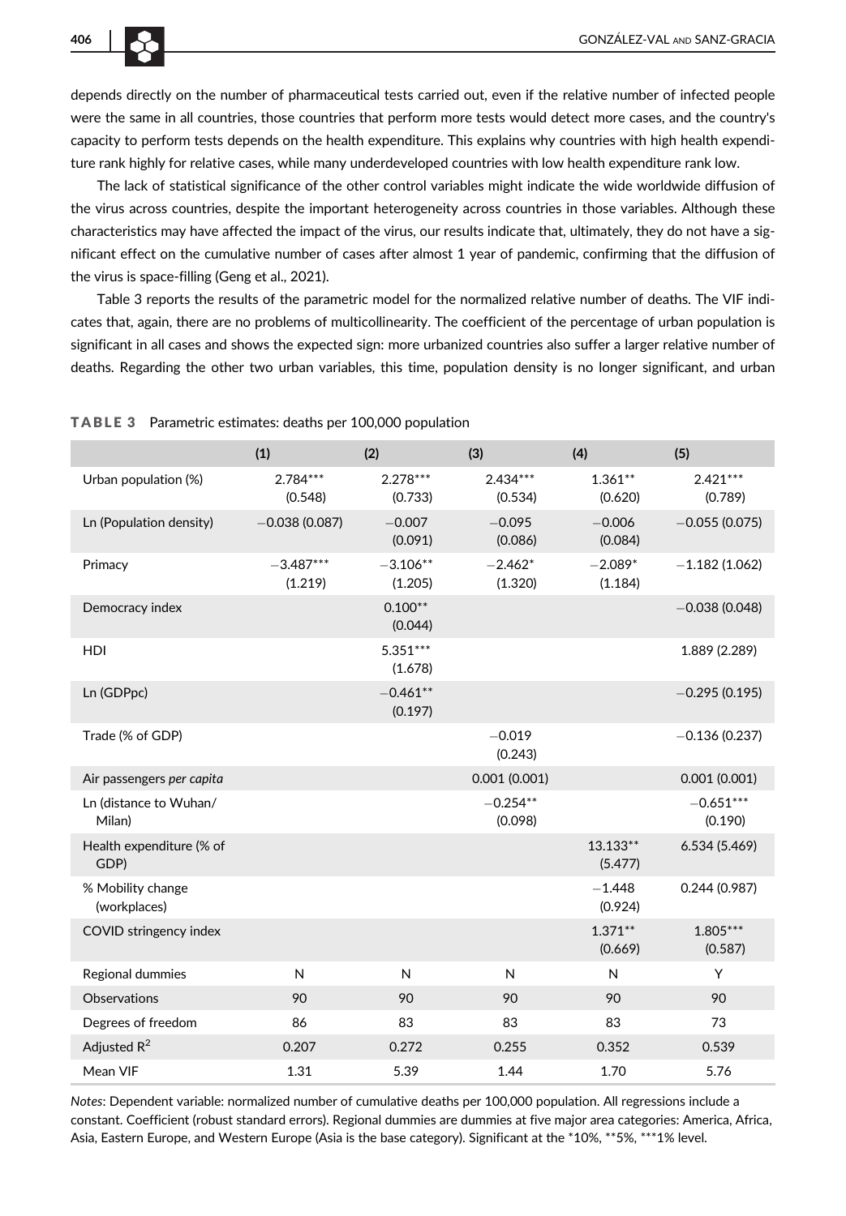depends directly on the number of pharmaceutical tests carried out, even if the relative number of infected people were the same in all countries, those countries that perform more tests would detect more cases, and the country's capacity to perform tests depends on the health expenditure. This explains why countries with high health expenditure rank highly for relative cases, while many underdeveloped countries with low health expenditure rank low.

The lack of statistical significance of the other control variables might indicate the wide worldwide diffusion of the virus across countries, despite the important heterogeneity across countries in those variables. Although these characteristics may have affected the impact of the virus, our results indicate that, ultimately, they do not have a significant effect on the cumulative number of cases after almost 1 year of pandemic, confirming that the diffusion of the virus is space-filling (Geng et al., 2021).

Table 3 reports the results of the parametric model for the normalized relative number of deaths. The VIF indicates that, again, there are no problems of multicollinearity. The coefficient of the percentage of urban population is significant in all cases and shows the expected sign: more urbanized countries also suffer a larger relative number of deaths. Regarding the other two urban variables, this time, population density is no longer significant, and urban

**TABLE 3** Parametric estimates: deaths per 100,000 population

| | (1) | (2) | (3) | (4) | (5) |
|---|---|---|---|---|---|
| Urban population (%) | 2.784*** (0.548) | 2.278*** (0.733) | 2.434*** (0.534) | 1.361** (0.620) | 2.421*** (0.789) |
| Ln (Population density) | −0.038 (0.087) | −0.007 (0.091) | −0.095 (0.086) | −0.006 (0.084) | −0.055 (0.075) |
| Primacy | −3.487*** (1.219) | −3.106** (1.205) | −2.462* (1.320) | −2.089* (1.184) | −1.182 (1.062) |
| Democracy index | | 0.100** (0.044) | | | −0.038 (0.048) |
| HDI | | 5.351*** (1.678) | | | 1.889 (2.289) |
| Ln (GDPpc) | | −0.461** (0.197) | | | −0.295 (0.195) |
| Trade (% of GDP) | | | −0.019 (0.243) | | −0.136 (0.237) |
| Air passengers *per capita* | | | 0.001 (0.001) | | 0.001 (0.001) |
| Ln (distance to Wuhan/Milan) | | | −0.254** (0.098) | | −0.651*** (0.190) |
| Health expenditure (% of GDP) | | | | 13.133** (5.477) | 6.534 (5.469) |
| % Mobility change (workplaces) | | | | −1.448 (0.924) | 0.244 (0.987) |
| COVID stringency index | | | | 1.371** (0.669) | 1.805*** (0.587) |
| Regional dummies | N | N | N | N | Y |
| Observations | 90 | 90 | 90 | 90 | 90 |
| Degrees of freedom | 86 | 83 | 83 | 83 | 73 |
| Adjusted $R^2$ | 0.207 | 0.272 | 0.255 | 0.352 | 0.539 |
| Mean VIF | 1.31 | 5.39 | 1.44 | 1.70 | 5.76 |

*Notes*: Dependent variable: normalized number of cumulative deaths per 100,000 population. All regressions include a constant. Coefficient (robust standard errors). Regional dummies are dummies at five major area categories: America, Africa, Asia, Eastern Europe, and Western Europe (Asia is the base category). Significant at the *10%, **5%, ***1% level.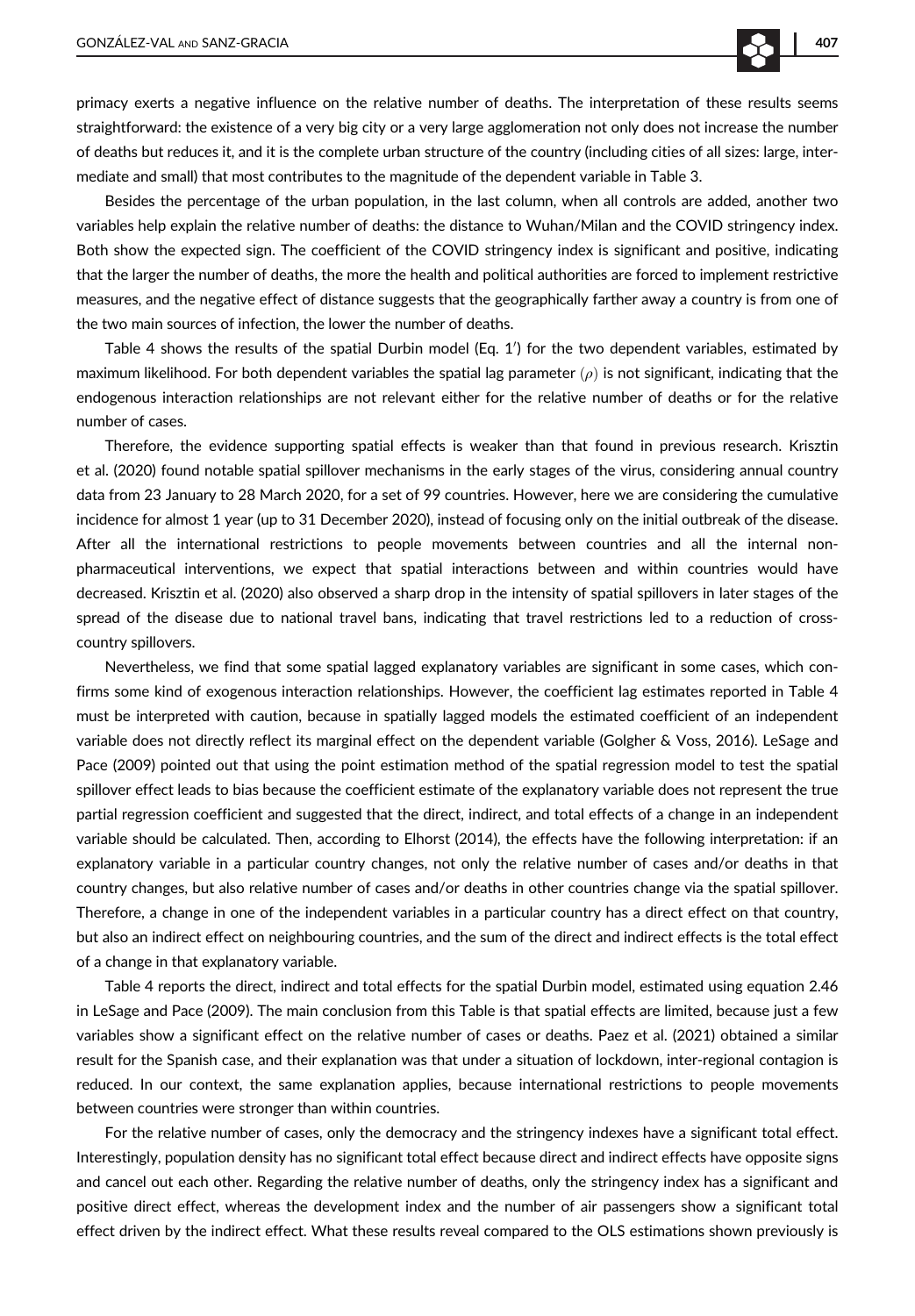primacy exerts a negative influence on the relative number of deaths. The interpretation of these results seems straightforward: the existence of a very big city or a very large agglomeration not only does not increase the number of deaths but reduces it, and it is the complete urban structure of the country (including cities of all sizes: large, intermediate and small) that most contributes to the magnitude of the dependent variable in Table 3.

Besides the percentage of the urban population, in the last column, when all controls are added, another two variables help explain the relative number of deaths: the distance to Wuhan/Milan and the COVID stringency index. Both show the expected sign. The coefficient of the COVID stringency index is significant and positive, indicating that the larger the number of deaths, the more the health and political authorities are forced to implement restrictive measures, and the negative effect of distance suggests that the geographically farther away a country is from one of the two main sources of infection, the lower the number of deaths.

Table 4 shows the results of the spatial Durbin model (Eq. 1′) for the two dependent variables, estimated by maximum likelihood. For both dependent variables the spatial lag parameter $(\rho)$ is not significant, indicating that the endogenous interaction relationships are not relevant either for the relative number of deaths or for the relative number of cases.

Therefore, the evidence supporting spatial effects is weaker than that found in previous research. Krisztin et al. (2020) found notable spatial spillover mechanisms in the early stages of the virus, considering annual country data from 23 January to 28 March 2020, for a set of 99 countries. However, here we are considering the cumulative incidence for almost 1 year (up to 31 December 2020), instead of focusing only on the initial outbreak of the disease. After all the international restrictions to people movements between countries and all the internal non-pharmaceutical interventions, we expect that spatial interactions between and within countries would have decreased. Krisztin et al. (2020) also observed a sharp drop in the intensity of spatial spillovers in later stages of the spread of the disease due to national travel bans, indicating that travel restrictions led to a reduction of cross-country spillovers.

Nevertheless, we find that some spatial lagged explanatory variables are significant in some cases, which confirms some kind of exogenous interaction relationships. However, the coefficient lag estimates reported in Table 4 must be interpreted with caution, because in spatially lagged models the estimated coefficient of an independent variable does not directly reflect its marginal effect on the dependent variable (Golgher & Voss, 2016). LeSage and Pace (2009) pointed out that using the point estimation method of the spatial regression model to test the spatial spillover effect leads to bias because the coefficient estimate of the explanatory variable does not represent the true partial regression coefficient and suggested that the direct, indirect, and total effects of a change in an independent variable should be calculated. Then, according to Elhorst (2014), the effects have the following interpretation: if an explanatory variable in a particular country changes, not only the relative number of cases and/or deaths in that country changes, but also relative number of cases and/or deaths in other countries change via the spatial spillover. Therefore, a change in one of the independent variables in a particular country has a direct effect on that country, but also an indirect effect on neighbouring countries, and the sum of the direct and indirect effects is the total effect of a change in that explanatory variable.

Table 4 reports the direct, indirect and total effects for the spatial Durbin model, estimated using equation 2.46 in LeSage and Pace (2009). The main conclusion from this Table is that spatial effects are limited, because just a few variables show a significant effect on the relative number of cases or deaths. Paez et al. (2021) obtained a similar result for the Spanish case, and their explanation was that under a situation of lockdown, inter-regional contagion is reduced. In our context, the same explanation applies, because international restrictions to people movements between countries were stronger than within countries.

For the relative number of cases, only the democracy and the stringency indexes have a significant total effect. Interestingly, population density has no significant total effect because direct and indirect effects have opposite signs and cancel out each other. Regarding the relative number of deaths, only the stringency index has a significant and positive direct effect, whereas the development index and the number of air passengers show a significant total effect driven by the indirect effect. What these results reveal compared to the OLS estimations shown previously is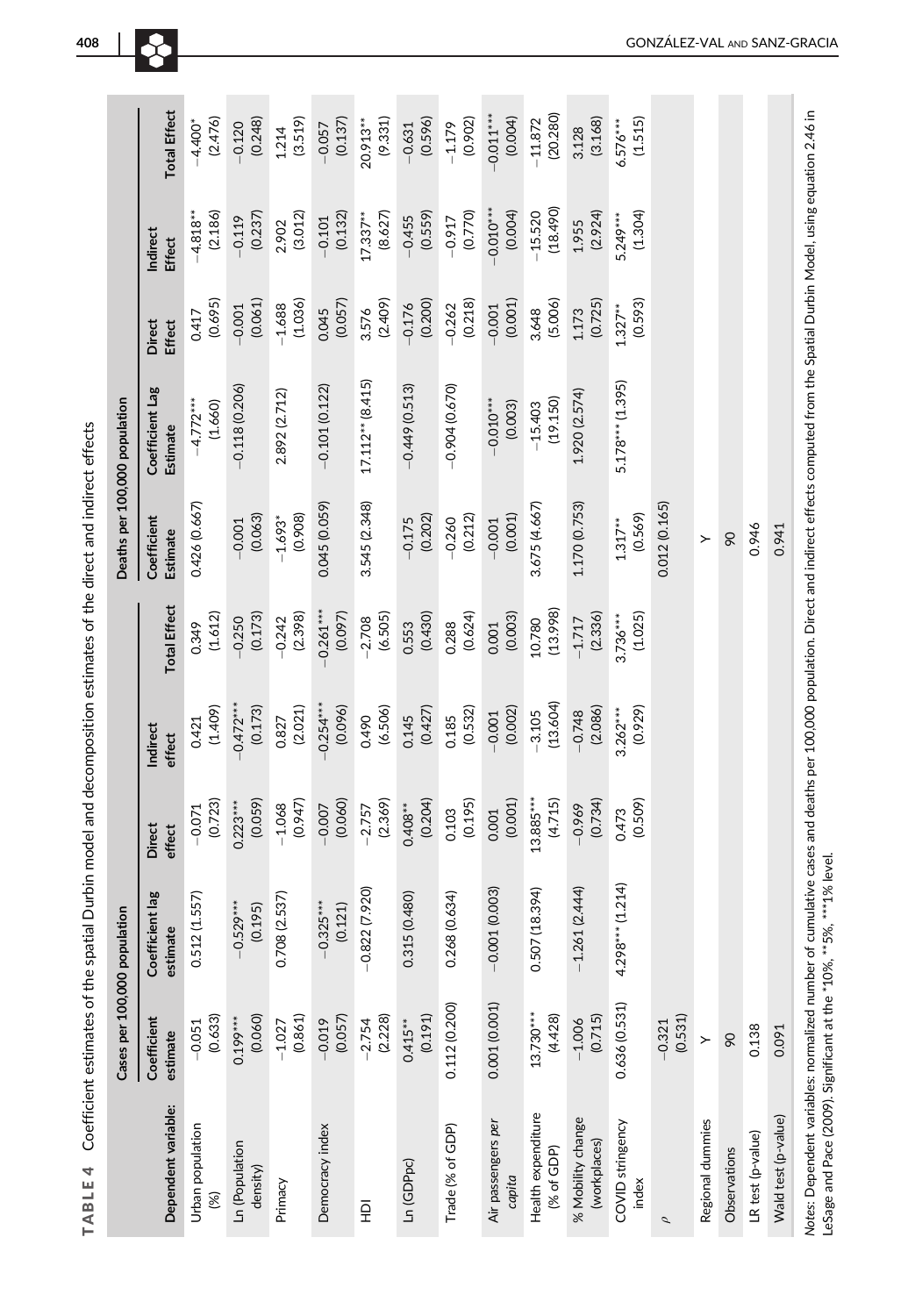**TABLE 4** Coefficient estimates of the spatial Durbin model and decomposition estimates of the direct and indirect effects

| Dependent variable: | Cases per 100,000 population | | | | | Deaths per 100,000 population | | | | |
|---|---|---|---|---|---|---|---|---|---|---|
| | Coefficient estimate | Coefficient lag estimate | Direct effect | Indirect effect | Total Effect | Coefficient Estimate | Coefficient Lag Estimate | Direct Effect | Indirect Effect | Total Effect |
| Urban population (%) | −0.051 (0.633) | 0.512 (1.557) | −0.071 (0.723) | 0.421 (1.409) | 0.349 (1.612) | 0.426 (0.667) | −4.772*** (1.660) | 0.417 (0.695) | −4.818** (2.186) | −4.400* (2.476) |
| Ln (Population density) | 0.199*** (0.060) | −0.529*** (0.195) | 0.223*** (0.059) | −0.472*** (0.173) | −0.250 (0.173) | −0.001 (0.063) | −0.118 (0.206) | −0.001 (0.061) | −0.119 (0.237) | −0.120 (0.248) |
| Primacy | −1.027 (0.861) | 0.708 (2.537) | −1.068 (0.947) | 0.827 (2.021) | −0.242 (2.398) | −1.693* (0.908) | 2.892 (2.712) | −1.688 (1.036) | 2.902 (3.012) | 1.214 (3.519) |
| Democracy index | −0.019 (0.057) | −0.325*** (0.121) | −0.007 (0.060) | −0.254*** (0.096) | −0.261*** (0.097) | 0.045 (0.059) | −0.101 (0.122) | 0.045 (0.057) | −0.101 (0.132) | −0.057 (0.137) |
| HDI | −2.754 (2.228) | −0.822 (7.920) | −2.757 (2.369) | 0.490 (6.506) | −2.708 (6.505) | 3.545 (2.348) | 17.112** (8.415) | 3.576 (2.409) | 17.337** (8.627) | 20.913** (9.331) |
| Ln (GDPpc) | 0.415** (0.191) | 0.315 (0.480) | 0.408** (0.204) | 0.145 (0.427) | 0.553 (0.430) | −0.175 (0.202) | −0.449 (0.513) | −0.176 (0.200) | −0.455 (0.559) | −0.631 (0.596) |
| Trade (% of GDP) | 0.112 (0.200) | 0.268 (0.634) | 0.103 (0.195) | 0.185 (0.532) | 0.288 (0.624) | −0.260 (0.212) | −0.904 (0.670) | −0.262 (0.218) | −0.917 (0.770) | −1.179 (0.902) |
| Air passengers *per capita* | 0.001 (0.001) | −0.001 (0.003) | 0.001 (0.001) | −0.001 (0.002) | 0.001 (0.003) | −0.001 (0.001) | −0.010*** (0.003) | −0.001 (0.001) | −0.010*** (0.004) | −0.011*** (0.004) |
| Health expenditure (% of GDP) | 13.730*** (4.428) | 0.507 (18.394) | 13.885*** (4.715) | −3.105 (13.604) | 10.780 (13.998) | 3.675 (4.667) | −15.403 (19.150) | 3.648 (5.006) | −15.520 (18.490) | −11.872 (20.280) |
| % Mobility change (workplaces) | −1.006 (0.715) | −1.261 (2.444) | −0.969 (0.734) | −0.748 (2.086) | −1.717 (2.336) | 1.170 (0.753) | 1.920 (2.574) | 1.173 (0.725) | 1.955 (2.924) | 3.128 (3.168) |
| COVID stringency index | 0.636 (0.531) | 4.298*** (1.214) | 0.473 (0.509) | 3.262*** (0.929) | 3.736*** (1.025) | 1.317** (0.569) | 5.178*** (1.395) | 1.327** (0.593) | 5.249*** (1.304) | 6.576*** (1.515) |
| $\rho$ | −0.321 (0.531) | | | | | 0.012 (0.165) | | | | |
| Regional dummies | Y | | | | | Y | | | | |
| Observations | 90 | | | | | 90 | | | | |
| LR test (p-value) | 0.138 | | | | | 0.946 | | | | |
| Wald test (p-value) | 0.091 | | | | | 0.941 | | | | |

*Notes*: Dependent variables: normalized number of cumulative cases and deaths per 100,000 population. Direct and indirect effects computed from the Spatial Durbin Model, using equation 2.46 in LeSage and Pace (2009). Significant at the *10%, **5%, ***1% level.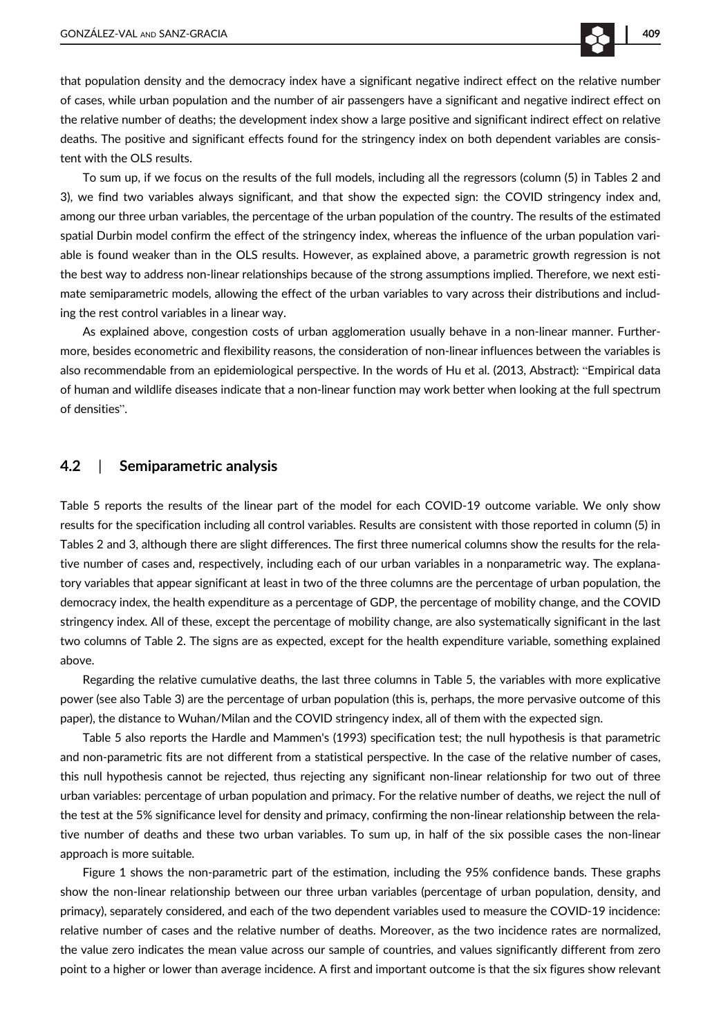that population density and the democracy index have a significant negative indirect effect on the relative number of cases, while urban population and the number of air passengers have a significant and negative indirect effect on the relative number of deaths; the development index show a large positive and significant indirect effect on relative deaths. The positive and significant effects found for the stringency index on both dependent variables are consistent with the OLS results.

To sum up, if we focus on the results of the full models, including all the regressors (column (5) in Tables 2 and 3), we find two variables always significant, and that show the expected sign: the COVID stringency index and, among our three urban variables, the percentage of the urban population of the country. The results of the estimated spatial Durbin model confirm the effect of the stringency index, whereas the influence of the urban population variable is found weaker than in the OLS results. However, as explained above, a parametric growth regression is not the best way to address non-linear relationships because of the strong assumptions implied. Therefore, we next estimate semiparametric models, allowing the effect of the urban variables to vary across their distributions and including the rest control variables in a linear way.

As explained above, congestion costs of urban agglomeration usually behave in a non-linear manner. Furthermore, besides econometric and flexibility reasons, the consideration of non-linear influences between the variables is also recommendable from an epidemiological perspective. In the words of Hu et al. (2013, Abstract): "Empirical data of human and wildlife diseases indicate that a non-linear function may work better when looking at the full spectrum of densities".

## 4.2 | Semiparametric analysis

Table 5 reports the results of the linear part of the model for each COVID-19 outcome variable. We only show results for the specification including all control variables. Results are consistent with those reported in column (5) in Tables 2 and 3, although there are slight differences. The first three numerical columns show the results for the relative number of cases and, respectively, including each of our urban variables in a nonparametric way. The explanatory variables that appear significant at least in two of the three columns are the percentage of urban population, the democracy index, the health expenditure as a percentage of GDP, the percentage of mobility change, and the COVID stringency index. All of these, except the percentage of mobility change, are also systematically significant in the last two columns of Table 2. The signs are as expected, except for the health expenditure variable, something explained above.

Regarding the relative cumulative deaths, the last three columns in Table 5, the variables with more explicative power (see also Table 3) are the percentage of urban population (this is, perhaps, the more pervasive outcome of this paper), the distance to Wuhan/Milan and the COVID stringency index, all of them with the expected sign.

Table 5 also reports the Hardle and Mammen's (1993) specification test; the null hypothesis is that parametric and non-parametric fits are not different from a statistical perspective. In the case of the relative number of cases, this null hypothesis cannot be rejected, thus rejecting any significant non-linear relationship for two out of three urban variables: percentage of urban population and primacy. For the relative number of deaths, we reject the null of the test at the 5% significance level for density and primacy, confirming the non-linear relationship between the relative number of deaths and these two urban variables. To sum up, in half of the six possible cases the non-linear approach is more suitable.

Figure 1 shows the non-parametric part of the estimation, including the 95% confidence bands. These graphs show the non-linear relationship between our three urban variables (percentage of urban population, density, and primacy), separately considered, and each of the two dependent variables used to measure the COVID-19 incidence: relative number of cases and the relative number of deaths. Moreover, as the two incidence rates are normalized, the value zero indicates the mean value across our sample of countries, and values significantly different from zero point to a higher or lower than average incidence. A first and important outcome is that the six figures show relevant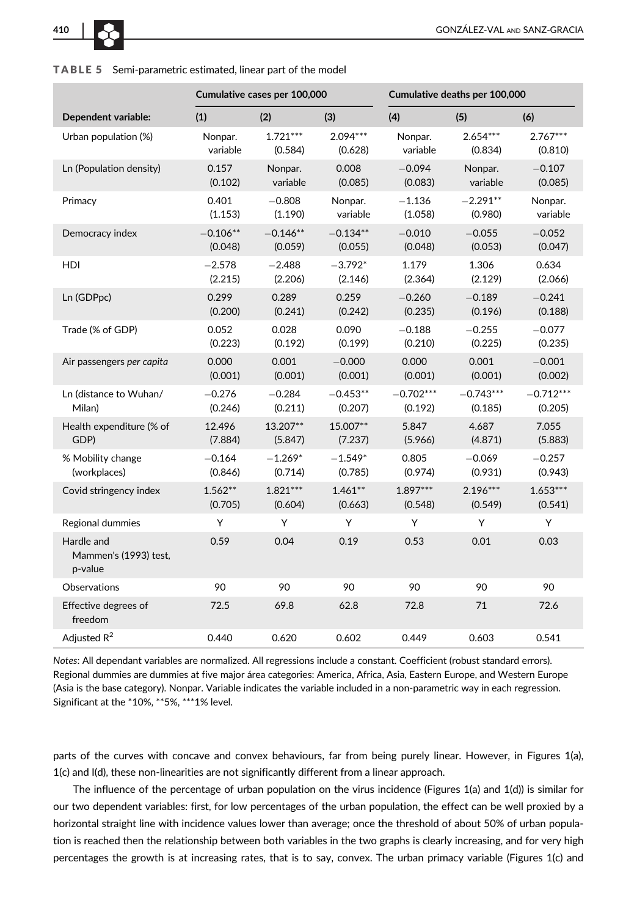**TABLE 5** Semi-parametric estimated, linear part of the model

| | Cumulative cases per 100,000 | | | Cumulative deaths per 100,000 | | |
|---|---|---|---|---|---|---|
| Dependent variable: | (1) | (2) | (3) | (4) | (5) | (6) |
| Urban population (%) | Nonpar. variable | 1.721*** (0.584) | 2.094*** (0.628) | Nonpar. variable | 2.654*** (0.834) | 2.767*** (0.810) |
| Ln (Population density) | 0.157 (0.102) | Nonpar. variable | 0.008 (0.085) | −0.094 (0.083) | Nonpar. variable | −0.107 (0.085) |
| Primacy | 0.401 (1.153) | −0.808 (1.190) | Nonpar. variable | −1.136 (1.058) | −2.291** (0.980) | Nonpar. variable |
| Democracy index | −0.106** (0.048) | −0.146** (0.059) | −0.134** (0.055) | −0.010 (0.048) | −0.055 (0.053) | −0.052 (0.047) |
| HDI | −2.578 (2.215) | −2.488 (2.206) | −3.792* (2.146) | 1.179 (2.364) | 1.306 (2.129) | 0.634 (2.066) |
| Ln (GDPpc) | 0.299 (0.200) | 0.289 (0.241) | 0.259 (0.242) | −0.260 (0.235) | −0.189 (0.196) | −0.241 (0.188) |
| Trade (% of GDP) | 0.052 (0.223) | 0.028 (0.192) | 0.090 (0.199) | −0.188 (0.210) | −0.255 (0.225) | −0.077 (0.235) |
| Air passengers *per capita* | 0.000 (0.001) | 0.001 (0.001) | −0.000 (0.001) | 0.000 (0.001) | 0.001 (0.001) | −0.001 (0.002) |
| Ln (distance to Wuhan/Milan) | −0.276 (0.246) | −0.284 (0.211) | −0.453** (0.207) | −0.702*** (0.192) | −0.743*** (0.185) | −0.712*** (0.205) |
| Health expenditure (% of GDP) | 12.496 (7.884) | 13.207** (5.847) | 15.007** (7.237) | 5.847 (5.966) | 4.687 (4.871) | 7.055 (5.883) |
| % Mobility change (workplaces) | −0.164 (0.846) | −1.269* (0.714) | −1.549* (0.785) | 0.805 (0.974) | −0.069 (0.931) | −0.257 (0.943) |
| Covid stringency index | 1.562** (0.705) | 1.821*** (0.604) | 1.461** (0.663) | 1.897*** (0.548) | 2.196*** (0.549) | 1.653*** (0.541) |
| Regional dummies | Y | Y | Y | Y | Y | Y |
| Hardle and Mammen's (1993) test, p-value | 0.59 | 0.04 | 0.19 | 0.53 | 0.01 | 0.03 |
| Observations | 90 | 90 | 90 | 90 | 90 | 90 |
| Effective degrees of freedom | 72.5 | 69.8 | 62.8 | 72.8 | 71 | 72.6 |
| Adjusted $R^2$ | 0.440 | 0.620 | 0.602 | 0.449 | 0.603 | 0.541 |

*Notes*: All dependant variables are normalized. All regressions include a constant. Coefficient (robust standard errors). Regional dummies are dummies at five major área categories: America, Africa, Asia, Eastern Europe, and Western Europe (Asia is the base category). Nonpar. Variable indicates the variable included in a non-parametric way in each regression. Significant at the *10%, **5%, ***1% level.

parts of the curves with concave and convex behaviours, far from being purely linear. However, in Figures 1(a), 1(c) and I(d), these non-linearities are not significantly different from a linear approach.

The influence of the percentage of urban population on the virus incidence (Figures 1(a) and 1(d)) is similar for our two dependent variables: first, for low percentages of the urban population, the effect can be well proxied by a horizontal straight line with incidence values lower than average; once the threshold of about 50% of urban population is reached then the relationship between both variables in the two graphs is clearly increasing, and for very high percentages the growth is at increasing rates, that is to say, convex. The urban primacy variable (Figures 1(c) and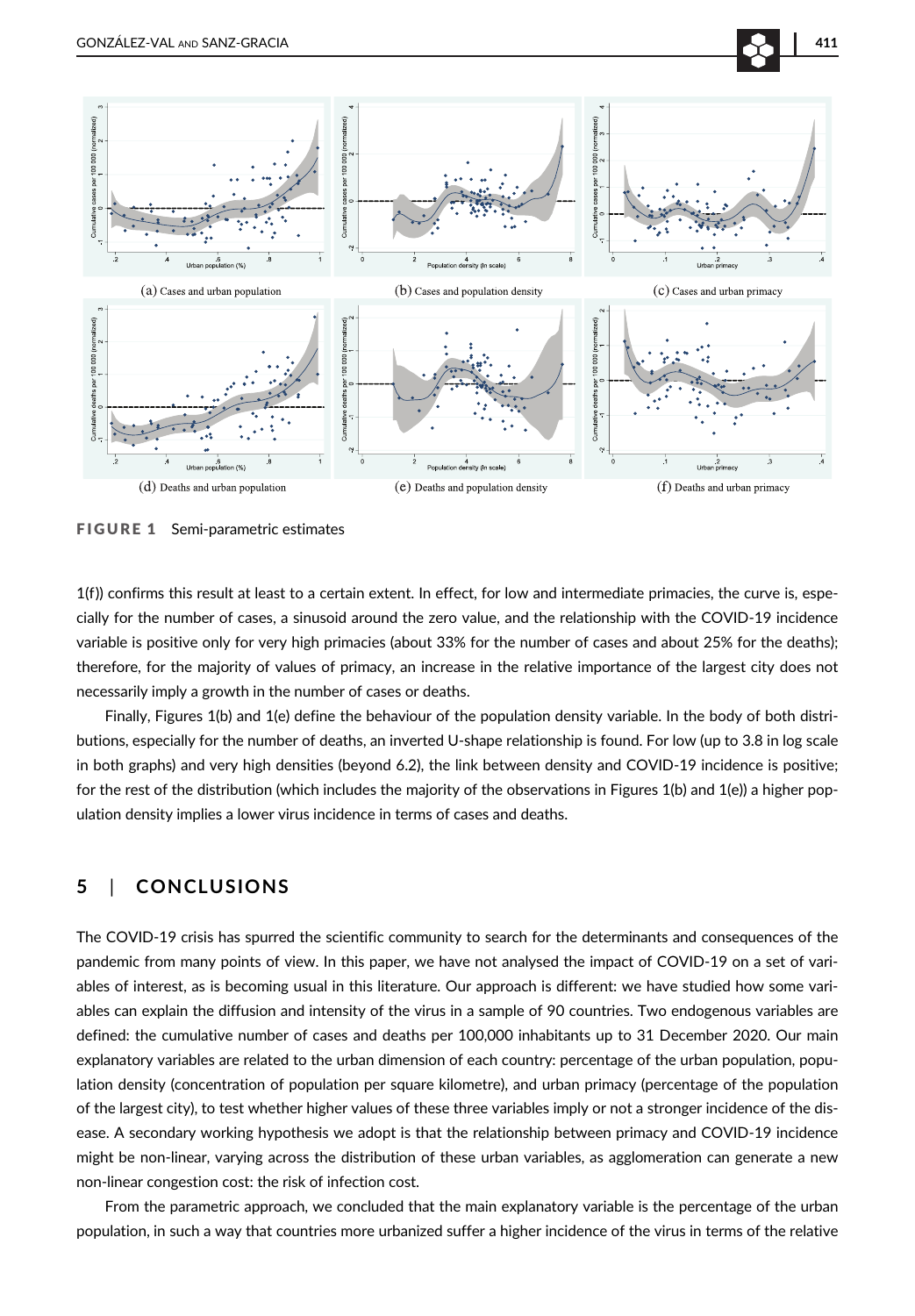(a) Cases and urban population

(b) Cases and population density

(c) Cases and urban primacy

(d) Deaths and urban population

(e) Deaths and population density

(f) Deaths and urban primacy

**FIGURE 1** Semi-parametric estimates

1(f)) confirms this result at least to a certain extent. In effect, for low and intermediate primacies, the curve is, especially for the number of cases, a sinusoid around the zero value, and the relationship with the COVID-19 incidence variable is positive only for very high primacies (about 33% for the number of cases and about 25% for the deaths); therefore, for the majority of values of primacy, an increase in the relative importance of the largest city does not necessarily imply a growth in the number of cases or deaths.

Finally, Figures 1(b) and 1(e) define the behaviour of the population density variable. In the body of both distributions, especially for the number of deaths, an inverted U-shape relationship is found. For low (up to 3.8 in log scale in both graphs) and very high densities (beyond 6.2), the link between density and COVID-19 incidence is positive; for the rest of the distribution (which includes the majority of the observations in Figures 1(b) and 1(e)) a higher population density implies a lower virus incidence in terms of cases and deaths.

## 5 | CONCLUSIONS

The COVID-19 crisis has spurred the scientific community to search for the determinants and consequences of the pandemic from many points of view. In this paper, we have not analysed the impact of COVID-19 on a set of variables of interest, as is becoming usual in this literature. Our approach is different: we have studied how some variables can explain the diffusion and intensity of the virus in a sample of 90 countries. Two endogenous variables are defined: the cumulative number of cases and deaths per 100,000 inhabitants up to 31 December 2020. Our main explanatory variables are related to the urban dimension of each country: percentage of the urban population, population density (concentration of population per square kilometre), and urban primacy (percentage of the population of the largest city), to test whether higher values of these three variables imply or not a stronger incidence of the disease. A secondary working hypothesis we adopt is that the relationship between primacy and COVID-19 incidence might be non-linear, varying across the distribution of these urban variables, as agglomeration can generate a new non-linear congestion cost: the risk of infection cost.

From the parametric approach, we concluded that the main explanatory variable is the percentage of the urban population, in such a way that countries more urbanized suffer a higher incidence of the virus in terms of the relative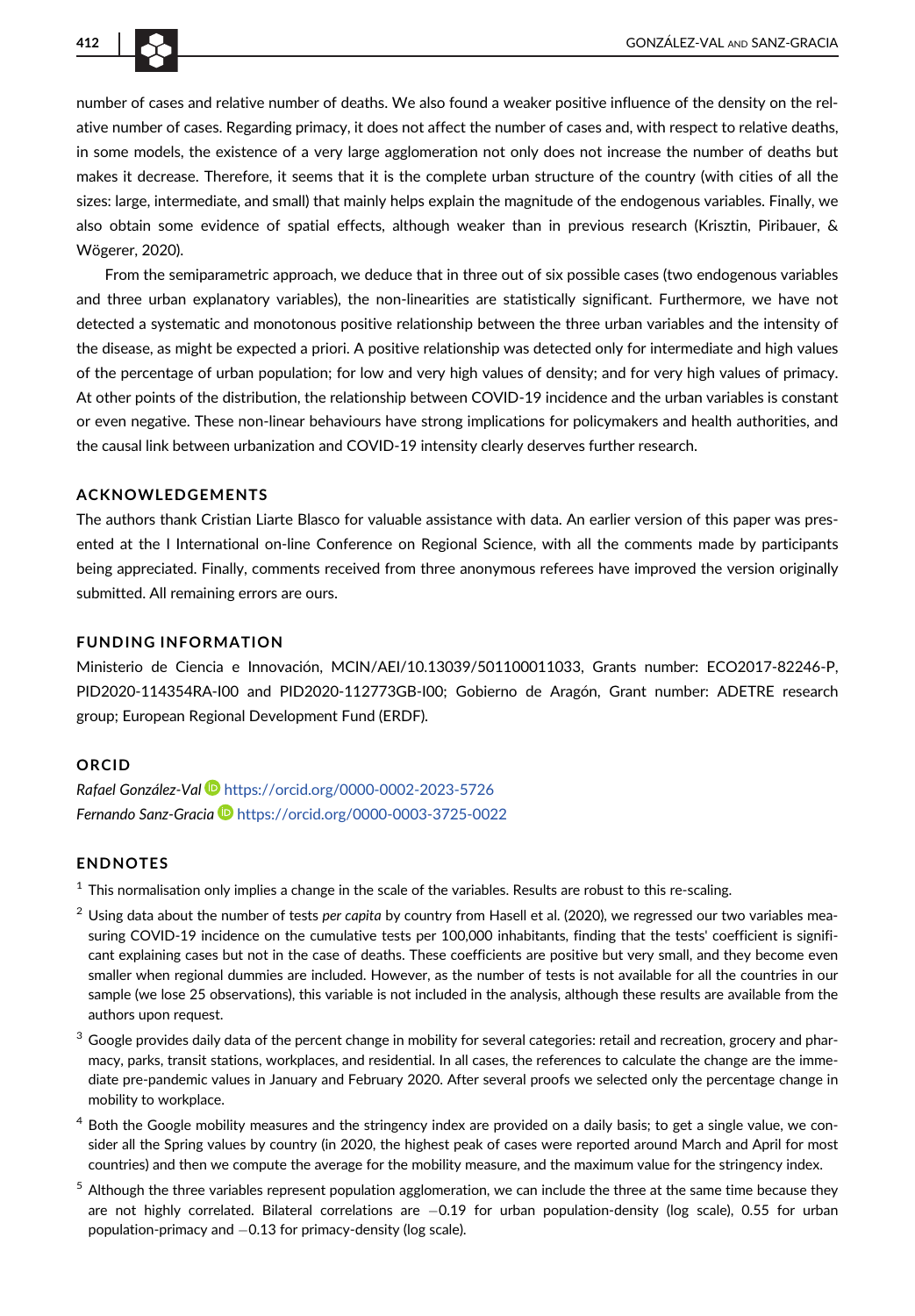number of cases and relative number of deaths. We also found a weaker positive influence of the density on the relative number of cases. Regarding primacy, it does not affect the number of cases and, with respect to relative deaths, in some models, the existence of a very large agglomeration not only does not increase the number of deaths but makes it decrease. Therefore, it seems that it is the complete urban structure of the country (with cities of all the sizes: large, intermediate, and small) that mainly helps explain the magnitude of the endogenous variables. Finally, we also obtain some evidence of spatial effects, although weaker than in previous research (Krisztin, Piribauer, & Wögerer, 2020).

From the semiparametric approach, we deduce that in three out of six possible cases (two endogenous variables and three urban explanatory variables), the non-linearities are statistically significant. Furthermore, we have not detected a systematic and monotonous positive relationship between the three urban variables and the intensity of the disease, as might be expected a priori. A positive relationship was detected only for intermediate and high values of the percentage of urban population; for low and very high values of density; and for very high values of primacy. At other points of the distribution, the relationship between COVID-19 incidence and the urban variables is constant or even negative. These non-linear behaviours have strong implications for policymakers and health authorities, and the causal link between urbanization and COVID-19 intensity clearly deserves further research.

## ACKNOWLEDGEMENTS

The authors thank Cristian Liarte Blasco for valuable assistance with data. An earlier version of this paper was presented at the I International on-line Conference on Regional Science, with all the comments made by participants being appreciated. Finally, comments received from three anonymous referees have improved the version originally submitted. All remaining errors are ours.

## FUNDING INFORMATION

Ministerio de Ciencia e Innovación, MCIN/AEI/10.13039/501100011033, Grants number: ECO2017-82246-P, PID2020-114354RA-I00 and PID2020-112773GB-I00; Gobierno de Aragón, Grant number: ADETRE research group; European Regional Development Fund (ERDF).

## ORCID

*Rafael González-Val* https://orcid.org/0000-0002-2023-5726
*Fernando Sanz-Gracia* https://orcid.org/0000-0003-3725-0022

## ENDNOTES

[1] This normalisation only implies a change in the scale of the variables. Results are robust to this re-scaling.

[2] Using data about the number of tests *per capita* by country from Hasell et al. (2020), we regressed our two variables measuring COVID-19 incidence on the cumulative tests per 100,000 inhabitants, finding that the tests' coefficient is significant explaining cases but not in the case of deaths. These coefficients are positive but very small, and they become even smaller when regional dummies are included. However, as the number of tests is not available for all the countries in our sample (we lose 25 observations), this variable is not included in the analysis, although these results are available from the authors upon request.

[3] Google provides daily data of the percent change in mobility for several categories: retail and recreation, grocery and pharmacy, parks, transit stations, workplaces, and residential. In all cases, the references to calculate the change are the immediate pre-pandemic values in January and February 2020. After several proofs we selected only the percentage change in mobility to workplace.

[4] Both the Google mobility measures and the stringency index are provided on a daily basis; to get a single value, we consider all the Spring values by country (in 2020, the highest peak of cases were reported around March and April for most countries) and then we compute the average for the mobility measure, and the maximum value for the stringency index.

[5] Although the three variables represent population agglomeration, we can include the three at the same time because they are not highly correlated. Bilateral correlations are −0.19 for urban population-density (log scale), 0.55 for urban population-primacy and −0.13 for primacy-density (log scale).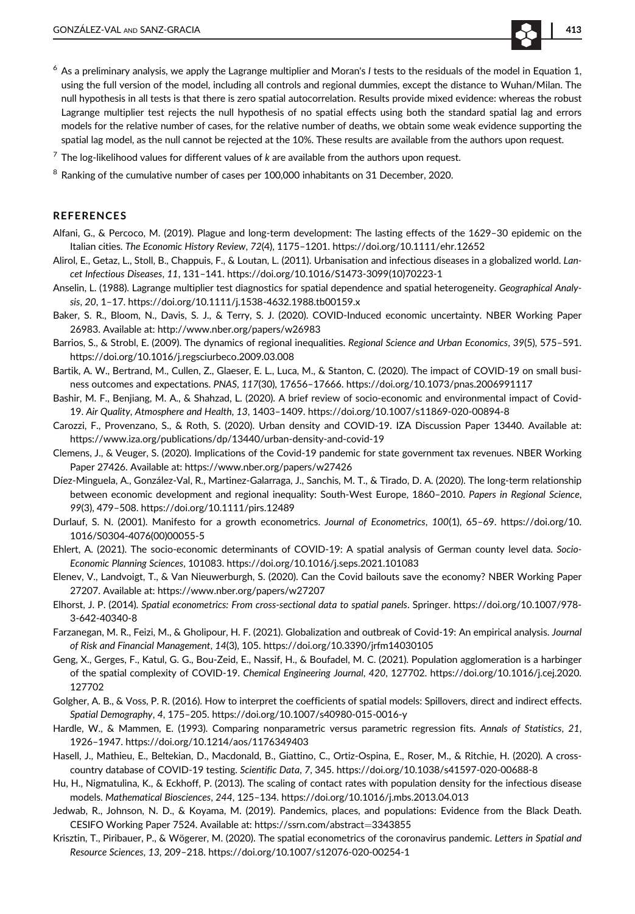[6] As a preliminary analysis, we apply the Lagrange multiplier and Moran's *I* tests to the residuals of the model in Equation 1, using the full version of the model, including all controls and regional dummies, except the distance to Wuhan/Milan. The null hypothesis in all tests is that there is zero spatial autocorrelation. Results provide mixed evidence: whereas the robust Lagrange multiplier test rejects the null hypothesis of no spatial effects using both the standard spatial lag and errors models for the relative number of cases, for the relative number of deaths, we obtain some weak evidence supporting the spatial lag model, as the null cannot be rejected at the 10%. These results are available from the authors upon request.

[7] The log-likelihood values for different values of *k* are available from the authors upon request.

[8] Ranking of the cumulative number of cases per 100,000 inhabitants on 31 December, 2020.

## REFERENCES

Alfani, G., & Percoco, M. (2019). Plague and long-term development: The lasting effects of the 1629–30 epidemic on the Italian cities. *The Economic History Review*, *72*(4), 1175–1201. https://doi.org/10.1111/ehr.12652

Alirol, E., Getaz, L., Stoll, B., Chappuis, F., & Loutan, L. (2011). Urbanisation and infectious diseases in a globalized world. *Lancet Infectious Diseases*, *11*, 131–141. https://doi.org/10.1016/S1473-3099(10)70223-1

Anselin, L. (1988). Lagrange multiplier test diagnostics for spatial dependence and spatial heterogeneity. *Geographical Analysis*, *20*, 1–17. https://doi.org/10.1111/j.1538-4632.1988.tb00159.x

Baker, S. R., Bloom, N., Davis, S. J., & Terry, S. J. (2020). COVID-Induced economic uncertainty. NBER Working Paper 26983. Available at: http://www.nber.org/papers/w26983

Barrios, S., & Strobl, E. (2009). The dynamics of regional inequalities. *Regional Science and Urban Economics*, *39*(5), 575–591. https://doi.org/10.1016/j.regsciurbeco.2009.03.008

Bartik, A. W., Bertrand, M., Cullen, Z., Glaeser, E. L., Luca, M., & Stanton, C. (2020). The impact of COVID-19 on small business outcomes and expectations. *PNAS*, *117*(30), 17656–17666. https://doi.org/10.1073/pnas.2006991117

Bashir, M. F., Benjiang, M. A., & Shahzad, L. (2020). A brief review of socio-economic and environmental impact of Covid-19. *Air Quality, Atmosphere and Health*, *13*, 1403–1409. https://doi.org/10.1007/s11869-020-00894-8

Carozzi, F., Provenzano, S., & Roth, S. (2020). Urban density and COVID-19. IZA Discussion Paper 13440. Available at: https://www.iza.org/publications/dp/13440/urban-density-and-covid-19

Clemens, J., & Veuger, S. (2020). Implications of the Covid-19 pandemic for state government tax revenues. NBER Working Paper 27426. Available at: https://www.nber.org/papers/w27426

Díez-Minguela, A., González-Val, R., Martinez-Galarraga, J., Sanchis, M. T., & Tirado, D. A. (2020). The long-term relationship between economic development and regional inequality: South-West Europe, 1860–2010. *Papers in Regional Science*, *99*(3), 479–508. https://doi.org/10.1111/pirs.12489

Durlauf, S. N. (2001). Manifesto for a growth econometrics. *Journal of Econometrics*, *100*(1), 65–69. https://doi.org/10.1016/S0304-4076(00)00055-5

Ehlert, A. (2021). The socio-economic determinants of COVID-19: A spatial analysis of German county level data. *Socio-Economic Planning Sciences*, 101083. https://doi.org/10.1016/j.seps.2021.101083

Elenev, V., Landvoigt, T., & Van Nieuwerburgh, S. (2020). Can the Covid bailouts save the economy? NBER Working Paper 27207. Available at: https://www.nber.org/papers/w27207

Elhorst, J. P. (2014). *Spatial econometrics: From cross-sectional data to spatial panels*. Springer. https://doi.org/10.1007/978-3-642-40340-8

Farzanegan, M. R., Feizi, M., & Gholipour, H. F. (2021). Globalization and outbreak of Covid-19: An empirical analysis. *Journal of Risk and Financial Management*, *14*(3), 105. https://doi.org/10.3390/jrfm14030105

Geng, X., Gerges, F., Katul, G. G., Bou-Zeid, E., Nassif, H., & Boufadel, M. C. (2021). Population agglomeration is a harbinger of the spatial complexity of COVID-19. *Chemical Engineering Journal*, *420*, 127702. https://doi.org/10.1016/j.cej.2020.127702

Golgher, A. B., & Voss, P. R. (2016). How to interpret the coefficients of spatial models: Spillovers, direct and indirect effects. *Spatial Demography*, *4*, 175–205. https://doi.org/10.1007/s40980-015-0016-y

Hardle, W., & Mammen, E. (1993). Comparing nonparametric versus parametric regression fits. *Annals of Statistics*, *21*, 1926–1947. https://doi.org/10.1214/aos/1176349403

Hasell, J., Mathieu, E., Beltekian, D., Macdonald, B., Giattino, C., Ortiz-Ospina, E., Roser, M., & Ritchie, H. (2020). A cross-country database of COVID-19 testing. *Scientific Data*, *7*, 345. https://doi.org/10.1038/s41597-020-00688-8

Hu, H., Nigmatulina, K., & Eckhoff, P. (2013). The scaling of contact rates with population density for the infectious disease models. *Mathematical Biosciences*, *244*, 125–134. https://doi.org/10.1016/j.mbs.2013.04.013

Jedwab, R., Johnson, N. D., & Koyama, M. (2019). Pandemics, places, and populations: Evidence from the Black Death. CESIFO Working Paper 7524. Available at: https://ssrn.com/abstract=3343855

Krisztin, T., Piribauer, P., & Wögerer, M. (2020). The spatial econometrics of the coronavirus pandemic. *Letters in Spatial and Resource Sciences*, *13*, 209–218. https://doi.org/10.1007/s12076-020-00254-1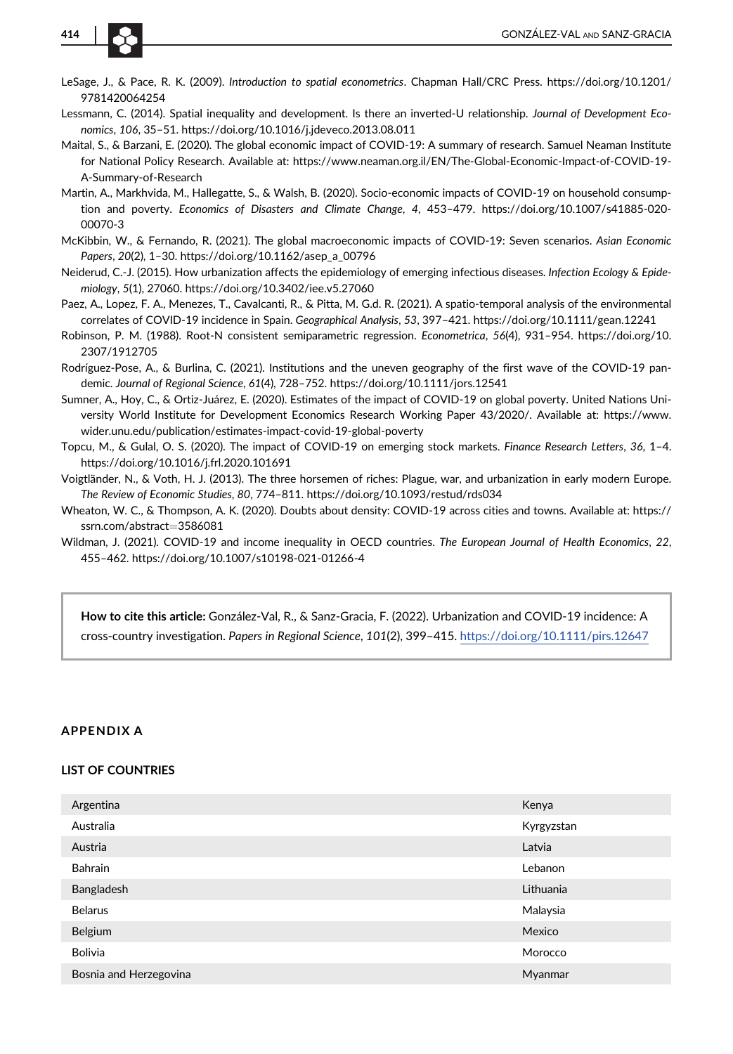LeSage, J., & Pace, R. K. (2009). *Introduction to spatial econometrics*. Chapman Hall/CRC Press. https://doi.org/10.1201/9781420064254

Lessmann, C. (2014). Spatial inequality and development. Is there an inverted-U relationship. *Journal of Development Economics*, *106*, 35–51. https://doi.org/10.1016/j.jdeveco.2013.08.011

Maital, S., & Barzani, E. (2020). The global economic impact of COVID-19: A summary of research. Samuel Neaman Institute for National Policy Research. Available at: https://www.neaman.org.il/EN/The-Global-Economic-Impact-of-COVID-19-A-Summary-of-Research

Martin, A., Markhvida, M., Hallegatte, S., & Walsh, B. (2020). Socio-economic impacts of COVID-19 on household consumption and poverty. *Economics of Disasters and Climate Change*, *4*, 453–479. https://doi.org/10.1007/s41885-020-00070-3

McKibbin, W., & Fernando, R. (2021). The global macroeconomic impacts of COVID-19: Seven scenarios. *Asian Economic Papers*, *20*(2), 1–30. https://doi.org/10.1162/asep_a_00796

Neiderud, C.-J. (2015). How urbanization affects the epidemiology of emerging infectious diseases. *Infection Ecology & Epidemiology*, *5*(1), 27060. https://doi.org/10.3402/iee.v5.27060

Paez, A., Lopez, F. A., Menezes, T., Cavalcanti, R., & Pitta, M. G.d. R. (2021). A spatio-temporal analysis of the environmental correlates of COVID-19 incidence in Spain. *Geographical Analysis*, *53*, 397–421. https://doi.org/10.1111/gean.12241

Robinson, P. M. (1988). Root-N consistent semiparametric regression. *Econometrica*, *56*(4), 931–954. https://doi.org/10.2307/1912705

Rodríguez-Pose, A., & Burlina, C. (2021). Institutions and the uneven geography of the first wave of the COVID-19 pandemic. *Journal of Regional Science*, *61*(4), 728–752. https://doi.org/10.1111/jors.12541

Sumner, A., Hoy, C., & Ortiz-Juárez, E. (2020). Estimates of the impact of COVID-19 on global poverty. United Nations University World Institute for Development Economics Research Working Paper 43/2020/. Available at: https://www.wider.unu.edu/publication/estimates-impact-covid-19-global-poverty

Topcu, M., & Gulal, O. S. (2020). The impact of COVID-19 on emerging stock markets. *Finance Research Letters*, *36*, 1–4. https://doi.org/10.1016/j.frl.2020.101691

Voigtländer, N., & Voth, H. J. (2013). The three horsemen of riches: Plague, war, and urbanization in early modern Europe. *The Review of Economic Studies*, *80*, 774–811. https://doi.org/10.1093/restud/rds034

Wheaton, W. C., & Thompson, A. K. (2020). Doubts about density: COVID-19 across cities and towns. Available at: https://ssrn.com/abstract=3586081

Wildman, J. (2021). COVID-19 and income inequality in OECD countries. *The European Journal of Health Economics*, *22*, 455–462. https://doi.org/10.1007/s10198-021-01266-4

**How to cite this article:** González-Val, R., & Sanz-Gracia, F. (2022). Urbanization and COVID-19 incidence: A cross-country investigation. *Papers in Regional Science*, *101*(2), 399–415. https://doi.org/10.1111/pirs.12647

## APPENDIX A

### LIST OF COUNTRIES

| | |
|---|---|
| Argentina | Kenya |
| Australia | Kyrgyzstan |
| Austria | Latvia |
| Bahrain | Lebanon |
| Bangladesh | Lithuania |
| Belarus | Malaysia |
| Belgium | Mexico |
| Bolivia | Morocco |
| Bosnia and Herzegovina | Myanmar |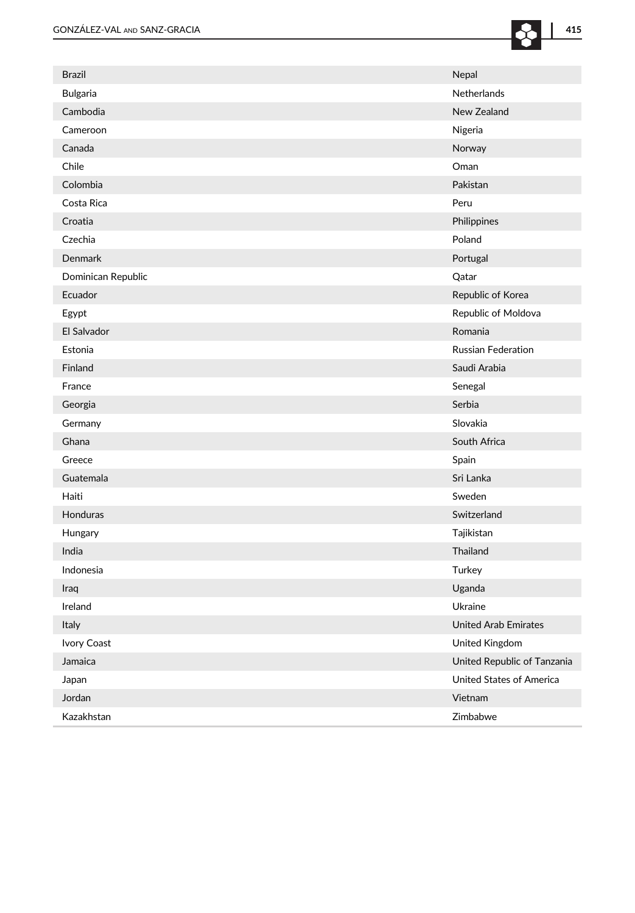| | |
|---|---|
| Brazil | Nepal |
| Bulgaria | Netherlands |
| Cambodia | New Zealand |
| Cameroon | Nigeria |
| Canada | Norway |
| Chile | Oman |
| Colombia | Pakistan |
| Costa Rica | Peru |
| Croatia | Philippines |
| Czechia | Poland |
| Denmark | Portugal |
| Dominican Republic | Qatar |
| Ecuador | Republic of Korea |
| Egypt | Republic of Moldova |
| El Salvador | Romania |
| Estonia | Russian Federation |
| Finland | Saudi Arabia |
| France | Senegal |
| Georgia | Serbia |
| Germany | Slovakia |
| Ghana | South Africa |
| Greece | Spain |
| Guatemala | Sri Lanka |
| Haiti | Sweden |
| Honduras | Switzerland |
| Hungary | Tajikistan |
| India | Thailand |
| Indonesia | Turkey |
| Iraq | Uganda |
| Ireland | Ukraine |
| Italy | United Arab Emirates |
| Ivory Coast | United Kingdom |
| Jamaica | United Republic of Tanzania |
| Japan | United States of America |
| Jordan | Vietnam |
| Kazakhstan | Zimbabwe |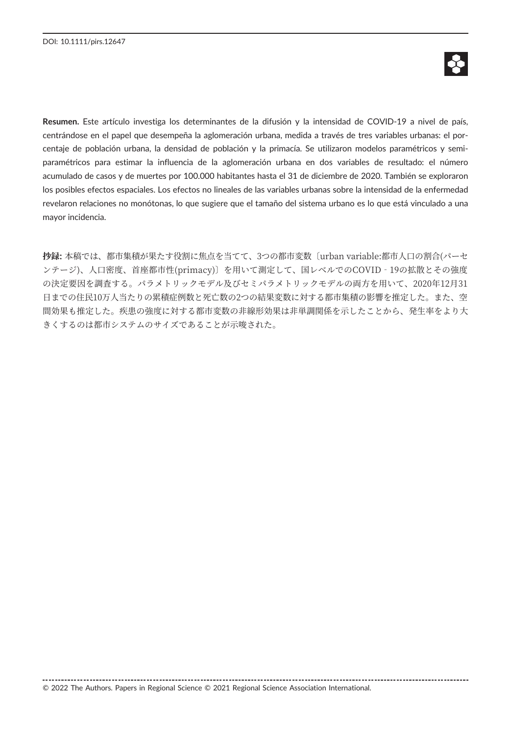DOI: 10.1111/pirs.12647

**Resumen.** Este artículo investiga los determinantes de la difusión y la intensidad de COVID-19 a nivel de país, centrándose en el papel que desempeña la aglomeración urbana, medida a través de tres variables urbanas: el porcentaje de población urbana, la densidad de población y la primacía. Se utilizaron modelos paramétricos y semiparamétricos para estimar la influencia de la aglomeración urbana en dos variables de resultado: el número acumulado de casos y de muertes por 100.000 habitantes hasta el 31 de diciembre de 2020. También se exploraron los posibles efectos espaciales. Los efectos no lineales de las variables urbanas sobre la intensidad de la enfermedad revelaron relaciones no monótonas, lo que sugiere que el tamaño del sistema urbano es lo que está vinculado a una mayor incidencia.

**抄録:** 本稿では、都市集積が果たす役割に焦点を当てて、3つの都市変数〔urban variable:都市人口の割合(パーセンテージ)、人口密度、首座都市性(primacy)〕を用いて測定して、国レベルでのCOVID‐19の拡散とその強度の決定要因を調査する。パラメトリックモデル及びセミパラメトリックモデルの両方を用いて、2020年12月31日までの住民10万人当たりの累積症例数と死亡数の2つの結果変数に対する都市集積の影響を推定した。また、空間効果も推定した。疾患の強度に対する都市変数の非線形効果は非単調関係を示したことから、発生率をより大きくするのは都市システムのサイズであることが示唆された。

© 2022 The Authors. Papers in Regional Science © 2021 Regional Science Association International.